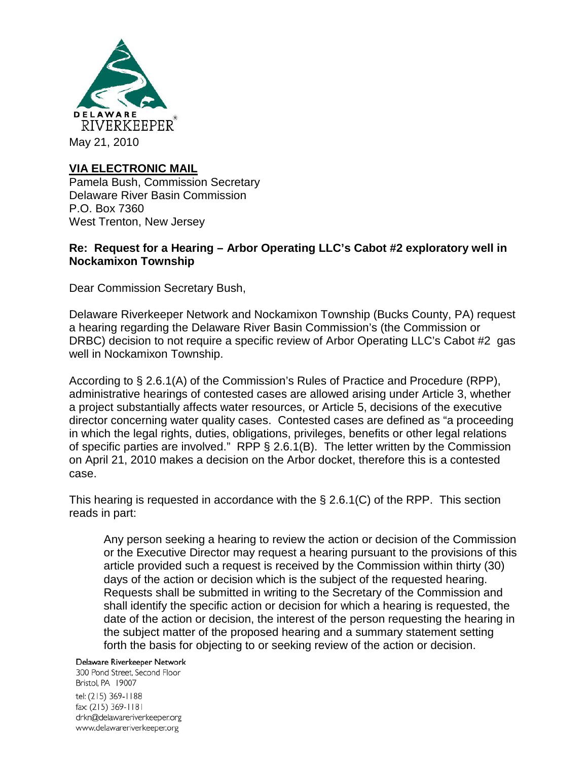DELAWARE RIVERKEEPER®

May 21, 2010

**VIA ELECTRONIC MAIL**
Pamela Bush, Commission Secretary
Delaware River Basin Commission
P.O. Box 7360
West Trenton, New Jersey

**Re: Request for a Hearing – Arbor Operating LLC's Cabot #2 exploratory well in Nockamixon Township**

Dear Commission Secretary Bush,

Delaware Riverkeeper Network and Nockamixon Township (Bucks County, PA) request a hearing regarding the Delaware River Basin Commission's (the Commission or DRBC) decision to not require a specific review of Arbor Operating LLC's Cabot #2 gas well in Nockamixon Township.

According to § 2.6.1(A) of the Commission's Rules of Practice and Procedure (RPP), administrative hearings of contested cases are allowed arising under Article 3, whether a project substantially affects water resources, or Article 5, decisions of the executive director concerning water quality cases. Contested cases are defined as "a proceeding in which the legal rights, duties, obligations, privileges, benefits or other legal relations of specific parties are involved." RPP § 2.6.1(B). The letter written by the Commission on April 21, 2010 makes a decision on the Arbor docket, therefore this is a contested case.

This hearing is requested in accordance with the § 2.6.1(C) of the RPP. This section reads in part:

> Any person seeking a hearing to review the action or decision of the Commission or the Executive Director may request a hearing pursuant to the provisions of this article provided such a request is received by the Commission within thirty (30) days of the action or decision which is the subject of the requested hearing. Requests shall be submitted in writing to the Secretary of the Commission and shall identify the specific action or decision for which a hearing is requested, the date of the action or decision, the interest of the person requesting the hearing in the subject matter of the proposed hearing and a summary statement setting forth the basis for objecting to or seeking review of the action or decision.

Delaware Riverkeeper Network
300 Pond Street, Second Floor
Bristol, PA 19007
tel: (215) 369-1188
fax: (215) 369-1181
drkn@delawareriverkeeper.org
www.delawareriverkeeper.org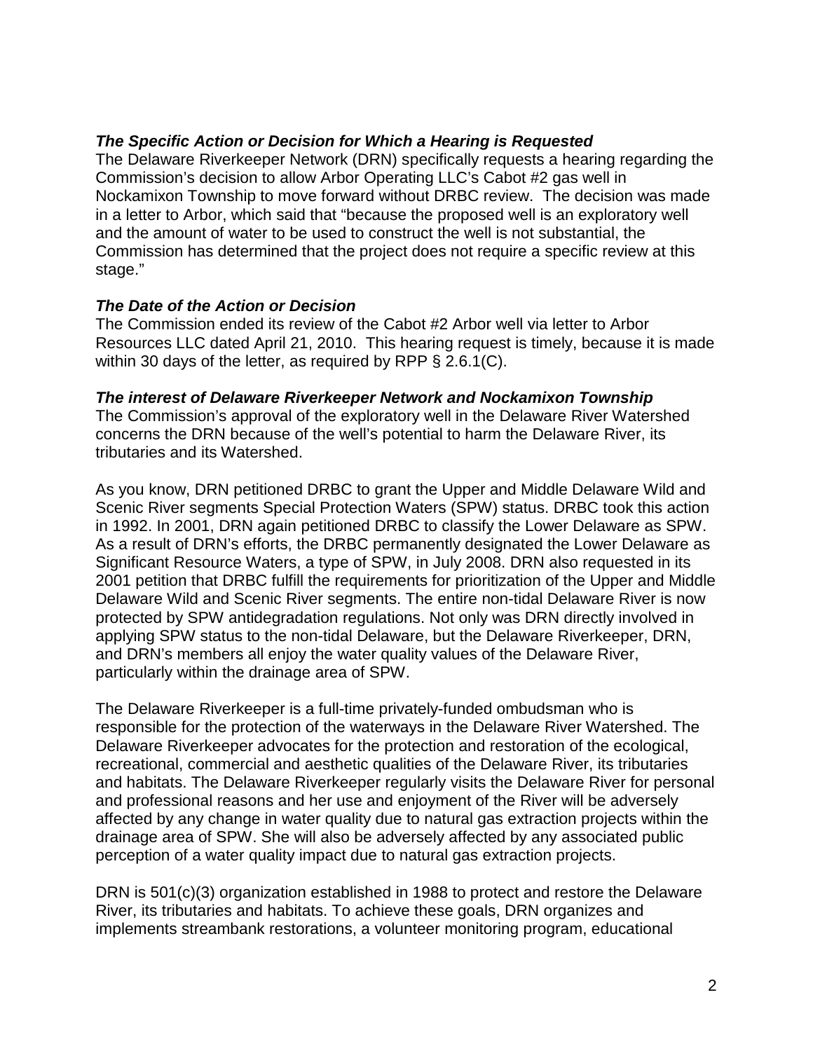***The Specific Action or Decision for Which a Hearing is Requested***

The Delaware Riverkeeper Network (DRN) specifically requests a hearing regarding the Commission's decision to allow Arbor Operating LLC's Cabot #2 gas well in Nockamixon Township to move forward without DRBC review. The decision was made in a letter to Arbor, which said that "because the proposed well is an exploratory well and the amount of water to be used to construct the well is not substantial, the Commission has determined that the project does not require a specific review at this stage."

***The Date of the Action or Decision***

The Commission ended its review of the Cabot #2 Arbor well via letter to Arbor Resources LLC dated April 21, 2010. This hearing request is timely, because it is made within 30 days of the letter, as required by RPP § 2.6.1(C).

***The interest of Delaware Riverkeeper Network and Nockamixon Township***

The Commission's approval of the exploratory well in the Delaware River Watershed concerns the DRN because of the well's potential to harm the Delaware River, its tributaries and its Watershed.

As you know, DRN petitioned DRBC to grant the Upper and Middle Delaware Wild and Scenic River segments Special Protection Waters (SPW) status. DRBC took this action in 1992. In 2001, DRN again petitioned DRBC to classify the Lower Delaware as SPW. As a result of DRN's efforts, the DRBC permanently designated the Lower Delaware as Significant Resource Waters, a type of SPW, in July 2008. DRN also requested in its 2001 petition that DRBC fulfill the requirements for prioritization of the Upper and Middle Delaware Wild and Scenic River segments. The entire non-tidal Delaware River is now protected by SPW antidegradation regulations. Not only was DRN directly involved in applying SPW status to the non-tidal Delaware, but the Delaware Riverkeeper, DRN, and DRN's members all enjoy the water quality values of the Delaware River, particularly within the drainage area of SPW.

The Delaware Riverkeeper is a full-time privately-funded ombudsman who is responsible for the protection of the waterways in the Delaware River Watershed. The Delaware Riverkeeper advocates for the protection and restoration of the ecological, recreational, commercial and aesthetic qualities of the Delaware River, its tributaries and habitats. The Delaware Riverkeeper regularly visits the Delaware River for personal and professional reasons and her use and enjoyment of the River will be adversely affected by any change in water quality due to natural gas extraction projects within the drainage area of SPW. She will also be adversely affected by any associated public perception of a water quality impact due to natural gas extraction projects.

DRN is 501(c)(3) organization established in 1988 to protect and restore the Delaware River, its tributaries and habitats. To achieve these goals, DRN organizes and implements streambank restorations, a volunteer monitoring program, educational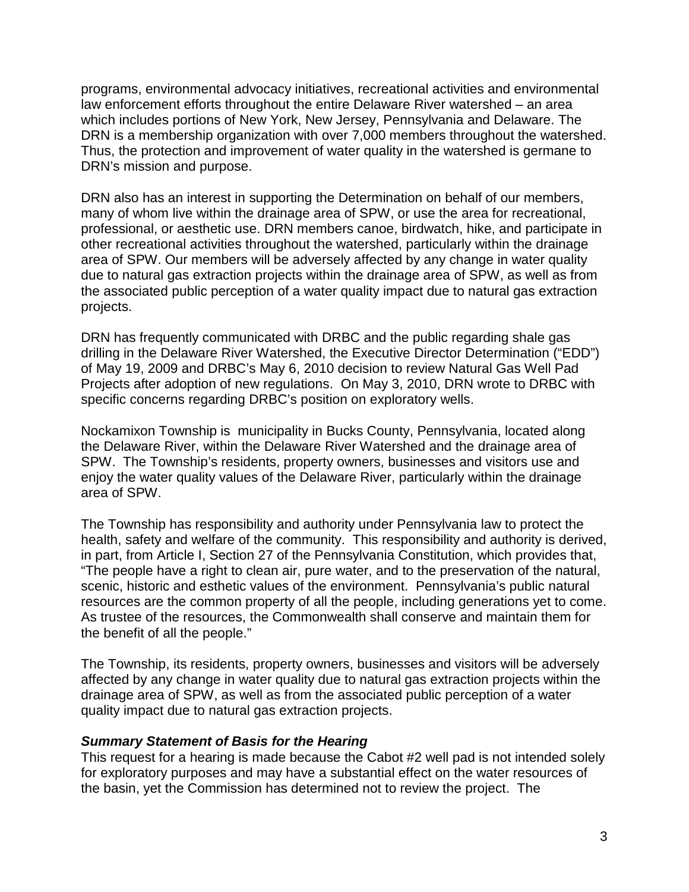programs, environmental advocacy initiatives, recreational activities and environmental law enforcement efforts throughout the entire Delaware River watershed – an area which includes portions of New York, New Jersey, Pennsylvania and Delaware. The DRN is a membership organization with over 7,000 members throughout the watershed. Thus, the protection and improvement of water quality in the watershed is germane to DRN's mission and purpose.

DRN also has an interest in supporting the Determination on behalf of our members, many of whom live within the drainage area of SPW, or use the area for recreational, professional, or aesthetic use. DRN members canoe, birdwatch, hike, and participate in other recreational activities throughout the watershed, particularly within the drainage area of SPW. Our members will be adversely affected by any change in water quality due to natural gas extraction projects within the drainage area of SPW, as well as from the associated public perception of a water quality impact due to natural gas extraction projects.

DRN has frequently communicated with DRBC and the public regarding shale gas drilling in the Delaware River Watershed, the Executive Director Determination ("EDD") of May 19, 2009 and DRBC's May 6, 2010 decision to review Natural Gas Well Pad Projects after adoption of new regulations. On May 3, 2010, DRN wrote to DRBC with specific concerns regarding DRBC's position on exploratory wells.

Nockamixon Township is municipality in Bucks County, Pennsylvania, located along the Delaware River, within the Delaware River Watershed and the drainage area of SPW. The Township's residents, property owners, businesses and visitors use and enjoy the water quality values of the Delaware River, particularly within the drainage area of SPW.

The Township has responsibility and authority under Pennsylvania law to protect the health, safety and welfare of the community. This responsibility and authority is derived, in part, from Article I, Section 27 of the Pennsylvania Constitution, which provides that, "The people have a right to clean air, pure water, and to the preservation of the natural, scenic, historic and esthetic values of the environment. Pennsylvania's public natural resources are the common property of all the people, including generations yet to come. As trustee of the resources, the Commonwealth shall conserve and maintain them for the benefit of all the people."

The Township, its residents, property owners, businesses and visitors will be adversely affected by any change in water quality due to natural gas extraction projects within the drainage area of SPW, as well as from the associated public perception of a water quality impact due to natural gas extraction projects.

***Summary Statement of Basis for the Hearing***

This request for a hearing is made because the Cabot #2 well pad is not intended solely for exploratory purposes and may have a substantial effect on the water resources of the basin, yet the Commission has determined not to review the project. The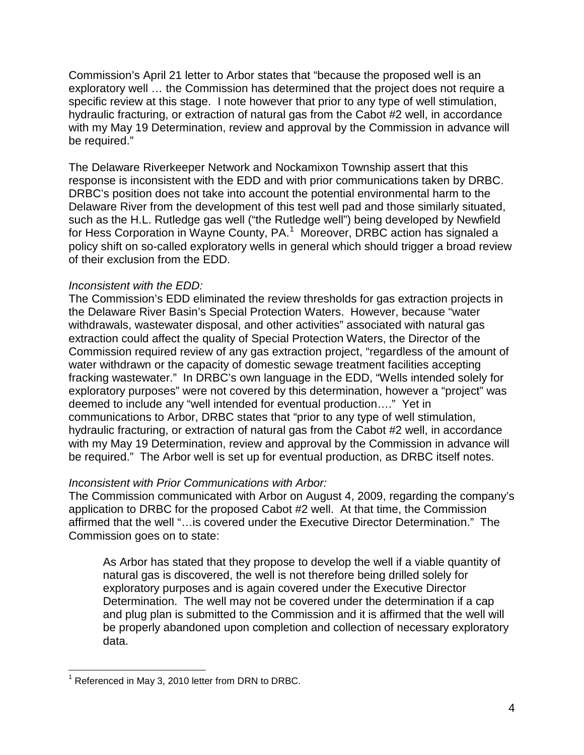Commission's April 21 letter to Arbor states that "because the proposed well is an exploratory well … the Commission has determined that the project does not require a specific review at this stage. I note however that prior to any type of well stimulation, hydraulic fracturing, or extraction of natural gas from the Cabot #2 well, in accordance with my May 19 Determination, review and approval by the Commission in advance will be required."

The Delaware Riverkeeper Network and Nockamixon Township assert that this response is inconsistent with the EDD and with prior communications taken by DRBC. DRBC's position does not take into account the potential environmental harm to the Delaware River from the development of this test well pad and those similarly situated, such as the H.L. Rutledge gas well ("the Rutledge well") being developed by Newfield for Hess Corporation in Wayne County, PA.[1] Moreover, DRBC action has signaled a policy shift on so-called exploratory wells in general which should trigger a broad review of their exclusion from the EDD.

*Inconsistent with the EDD:*

The Commission's EDD eliminated the review thresholds for gas extraction projects in the Delaware River Basin's Special Protection Waters. However, because "water withdrawals, wastewater disposal, and other activities" associated with natural gas extraction could affect the quality of Special Protection Waters, the Director of the Commission required review of any gas extraction project, "regardless of the amount of water withdrawn or the capacity of domestic sewage treatment facilities accepting fracking wastewater." In DRBC's own language in the EDD, "Wells intended solely for exploratory purposes" were not covered by this determination, however a "project" was deemed to include any "well intended for eventual production…." Yet in communications to Arbor, DRBC states that "prior to any type of well stimulation, hydraulic fracturing, or extraction of natural gas from the Cabot #2 well, in accordance with my May 19 Determination, review and approval by the Commission in advance will be required." The Arbor well is set up for eventual production, as DRBC itself notes.

*Inconsistent with Prior Communications with Arbor:*

The Commission communicated with Arbor on August 4, 2009, regarding the company's application to DRBC for the proposed Cabot #2 well. At that time, the Commission affirmed that the well "…is covered under the Executive Director Determination." The Commission goes on to state:

> As Arbor has stated that they propose to develop the well if a viable quantity of natural gas is discovered, the well is not therefore being drilled solely for exploratory purposes and is again covered under the Executive Director Determination. The well may not be covered under the determination if a cap and plug plan is submitted to the Commission and it is affirmed that the well will be properly abandoned upon completion and collection of necessary exploratory data.

---

[1] Referenced in May 3, 2010 letter from DRN to DRBC.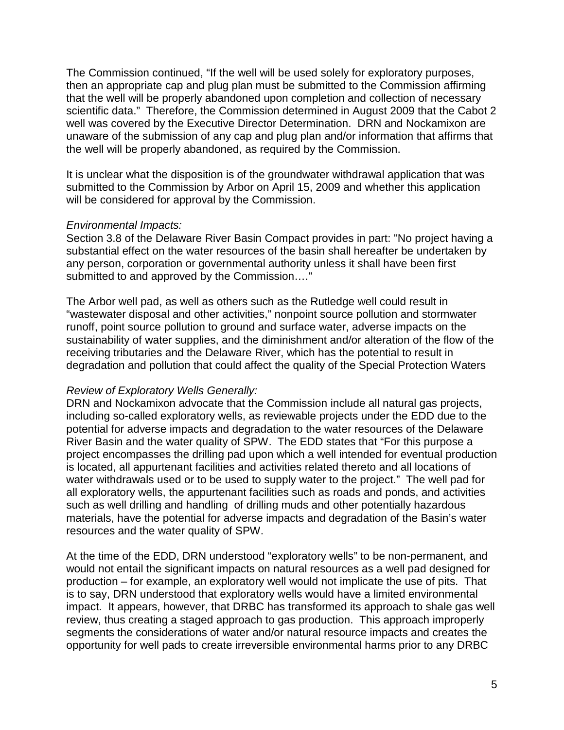The Commission continued, "If the well will be used solely for exploratory purposes, then an appropriate cap and plug plan must be submitted to the Commission affirming that the well will be properly abandoned upon completion and collection of necessary scientific data." Therefore, the Commission determined in August 2009 that the Cabot 2 well was covered by the Executive Director Determination. DRN and Nockamixon are unaware of the submission of any cap and plug plan and/or information that affirms that the well will be properly abandoned, as required by the Commission.

It is unclear what the disposition is of the groundwater withdrawal application that was submitted to the Commission by Arbor on April 15, 2009 and whether this application will be considered for approval by the Commission.

*Environmental Impacts:*

Section 3.8 of the Delaware River Basin Compact provides in part: "No project having a substantial effect on the water resources of the basin shall hereafter be undertaken by any person, corporation or governmental authority unless it shall have been first submitted to and approved by the Commission…."

The Arbor well pad, as well as others such as the Rutledge well could result in "wastewater disposal and other activities," nonpoint source pollution and stormwater runoff, point source pollution to ground and surface water, adverse impacts on the sustainability of water supplies, and the diminishment and/or alteration of the flow of the receiving tributaries and the Delaware River, which has the potential to result in degradation and pollution that could affect the quality of the Special Protection Waters

*Review of Exploratory Wells Generally:*

DRN and Nockamixon advocate that the Commission include all natural gas projects, including so-called exploratory wells, as reviewable projects under the EDD due to the potential for adverse impacts and degradation to the water resources of the Delaware River Basin and the water quality of SPW. The EDD states that "For this purpose a project encompasses the drilling pad upon which a well intended for eventual production is located, all appurtenant facilities and activities related thereto and all locations of water withdrawals used or to be used to supply water to the project." The well pad for all exploratory wells, the appurtenant facilities such as roads and ponds, and activities such as well drilling and handling of drilling muds and other potentially hazardous materials, have the potential for adverse impacts and degradation of the Basin's water resources and the water quality of SPW.

At the time of the EDD, DRN understood "exploratory wells" to be non-permanent, and would not entail the significant impacts on natural resources as a well pad designed for production – for example, an exploratory well would not implicate the use of pits. That is to say, DRN understood that exploratory wells would have a limited environmental impact. It appears, however, that DRBC has transformed its approach to shale gas well review, thus creating a staged approach to gas production. This approach improperly segments the considerations of water and/or natural resource impacts and creates the opportunity for well pads to create irreversible environmental harms prior to any DRBC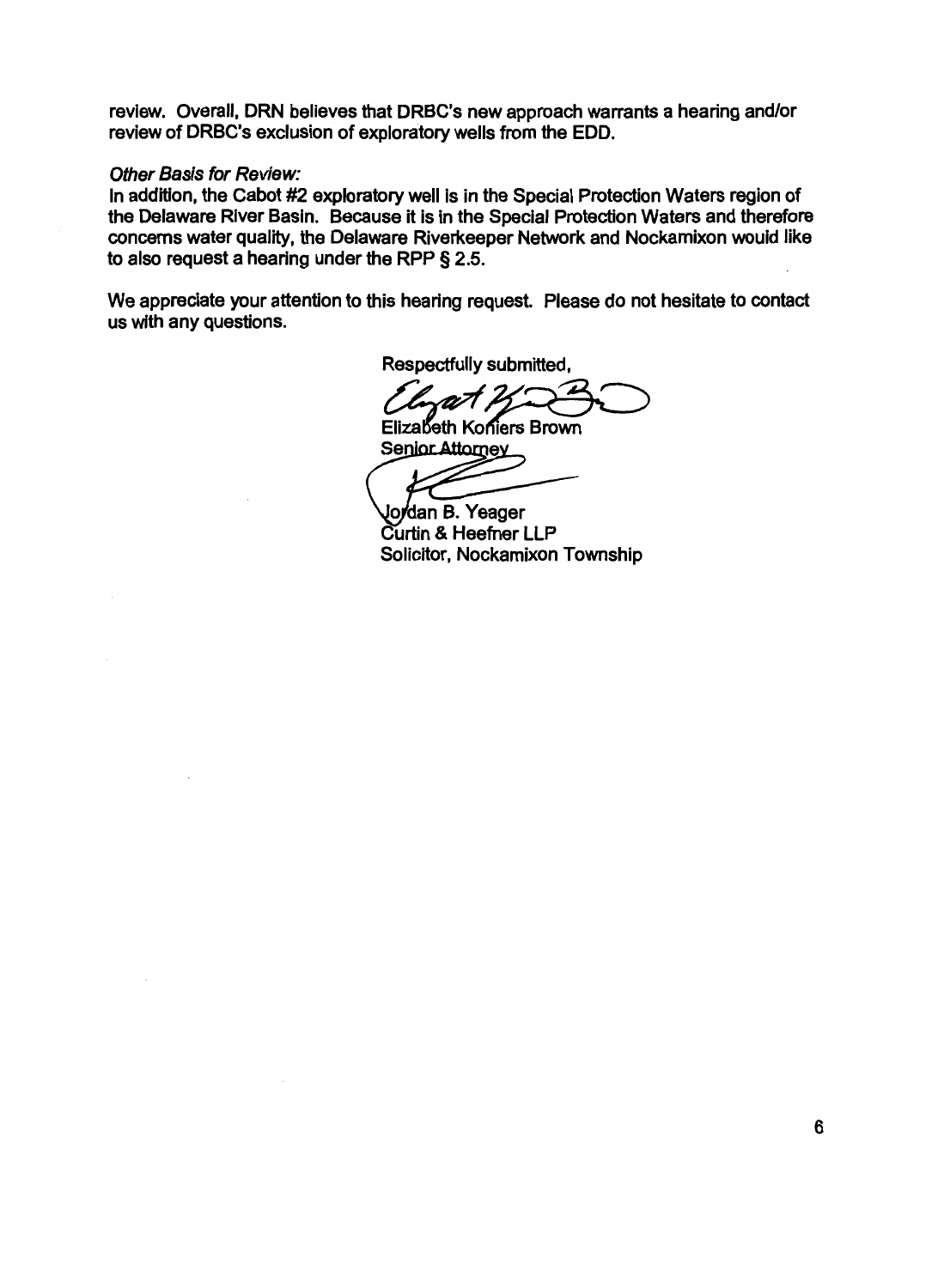review. Overall, DRN believes that DRBC's new approach warrants a hearing and/or review of DRBC's exclusion of exploratory wells from the EDD.

*Other Basis for Review:*
In addition, the Cabot #2 exploratory well is in the Special Protection Waters region of the Delaware River Basin. Because it is in the Special Protection Waters and therefore concerns water quality, the Delaware Riverkeeper Network and Nockamixon would like to also request a hearing under the RPP § 2.5.

We appreciate your attention to this hearing request. Please do not hesitate to contact us with any questions.

Respectfully submitted,

Elizabeth Koniers Brown
Senior Attorney

Jordan B. Yeager
Curtin & Heefner LLP
Solicitor, Nockamixon Township